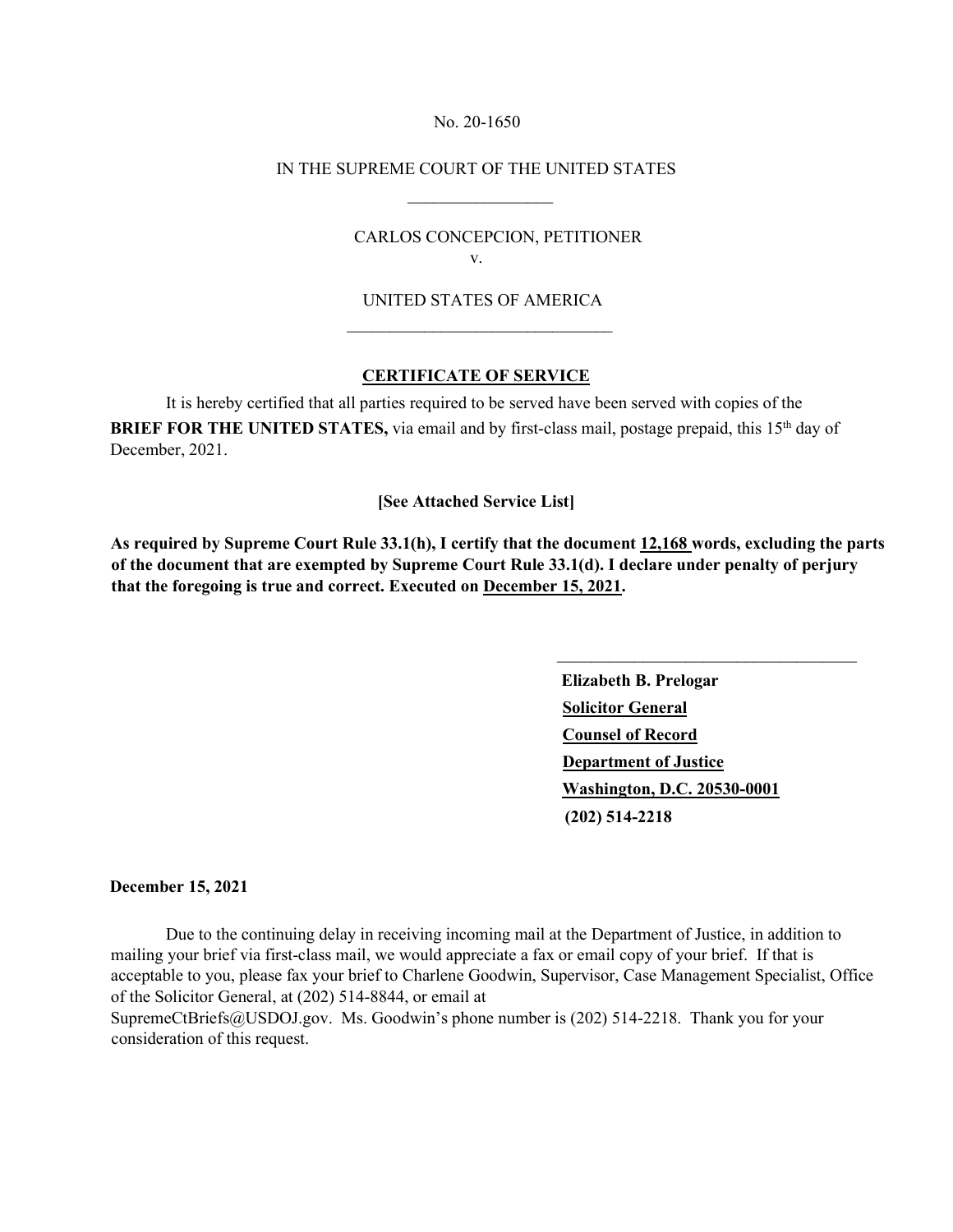No. 20-1650

IN THE SUPREME COURT OF THE UNITED STATES

CARLOS CONCEPCION, PETITIONER

v.

UNITED STATES OF AMERICA

## CERTIFICATE OF SERVICE

It is hereby certified that all parties required to be served have been served with copies of the **BRIEF FOR THE UNITED STATES,** via email and by first-class mail, postage prepaid, this 15th day of December, 2021.

**[See Attached Service List]**

**As required by Supreme Court Rule 33.1(h), I certify that the document 12,168 words, excluding the parts of the document that are exempted by Supreme Court Rule 33.1(d). I declare under penalty of perjury that the foregoing is true and correct. Executed on December 15, 2021.**

**Elizabeth B. Prelogar**
**Solicitor General**
**Counsel of Record**
**Department of Justice**
**Washington, D.C. 20530-0001**
**(202) 514-2218**

**December 15, 2021**

Due to the continuing delay in receiving incoming mail at the Department of Justice, in addition to mailing your brief via first-class mail, we would appreciate a fax or email copy of your brief. If that is acceptable to you, please fax your brief to Charlene Goodwin, Supervisor, Case Management Specialist, Office of the Solicitor General, at (202) 514-8844, or email at SupremeCtBriefs@USDOJ.gov. Ms. Goodwin's phone number is (202) 514-2218. Thank you for your consideration of this request.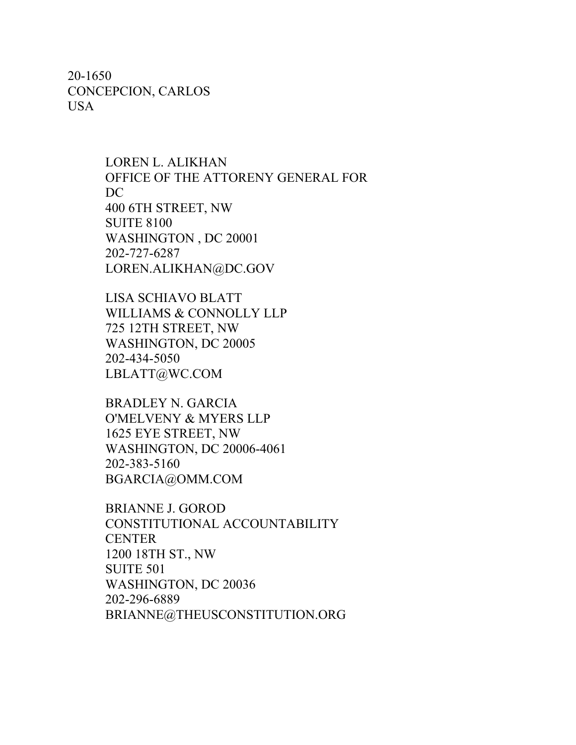20-1650
CONCEPCION, CARLOS
USA

LOREN L. ALIKHAN
OFFICE OF THE ATTORENY GENERAL FOR DC
400 6TH STREET, NW
SUITE 8100
WASHINGTON , DC 20001
202-727-6287
LOREN.ALIKHAN@DC.GOV

LISA SCHIAVO BLATT
WILLIAMS & CONNOLLY LLP
725 12TH STREET, NW
WASHINGTON, DC 20005
202-434-5050
LBLATT@WC.COM

BRADLEY N. GARCIA
O'MELVENY & MYERS LLP
1625 EYE STREET, NW
WASHINGTON, DC 20006-4061
202-383-5160
BGARCIA@OMM.COM

BRIANNE J. GOROD
CONSTITUTIONAL ACCOUNTABILITY CENTER
1200 18TH ST., NW
SUITE 501
WASHINGTON, DC 20036
202-296-6889
BRIANNE@THEUSCONSTITUTION.ORG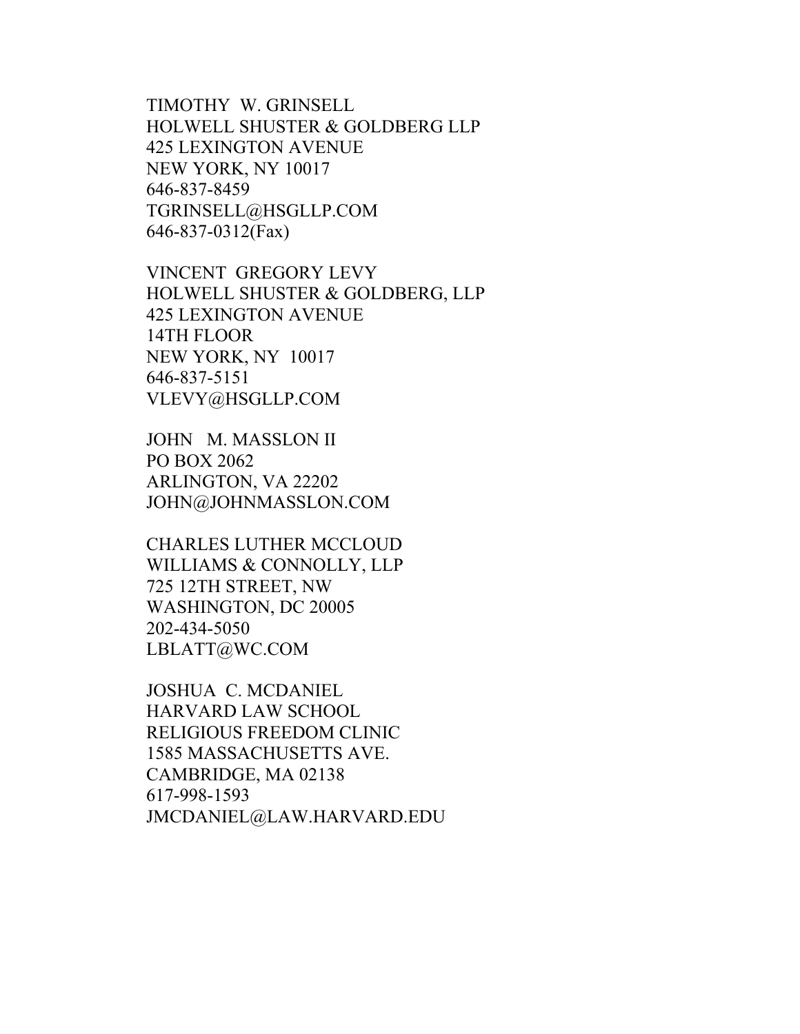TIMOTHY W. GRINSELL
HOLWELL SHUSTER & GOLDBERG LLP
425 LEXINGTON AVENUE
NEW YORK, NY 10017
646-837-8459
TGRINSELL@HSGLLP.COM
646-837-0312(Fax)

VINCENT GREGORY LEVY
HOLWELL SHUSTER & GOLDBERG, LLP
425 LEXINGTON AVENUE
14TH FLOOR
NEW YORK, NY 10017
646-837-5151
VLEVY@HSGLLP.COM

JOHN M. MASSLON II
PO BOX 2062
ARLINGTON, VA 22202
JOHN@JOHNMASSLON.COM

CHARLES LUTHER MCCLOUD
WILLIAMS & CONNOLLY, LLP
725 12TH STREET, NW
WASHINGTON, DC 20005
202-434-5050
LBLATT@WC.COM

JOSHUA C. MCDANIEL
HARVARD LAW SCHOOL
RELIGIOUS FREEDOM CLINIC
1585 MASSACHUSETTS AVE.
CAMBRIDGE, MA 02138
617-998-1593
JMCDANIEL@LAW.HARVARD.EDU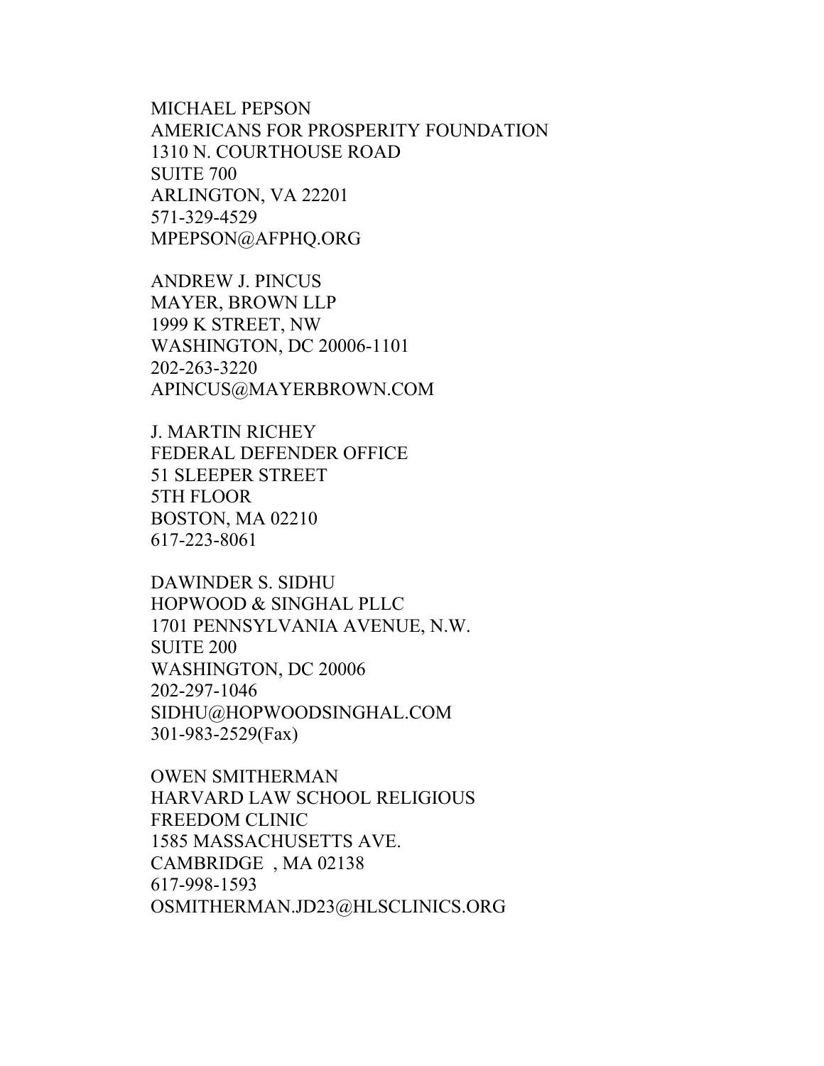MICHAEL PEPSON
AMERICANS FOR PROSPERITY FOUNDATION
1310 N. COURTHOUSE ROAD
SUITE 700
ARLINGTON, VA 22201
571-329-4529
MPEPSON@AFPHQ.ORG

ANDREW J. PINCUS
MAYER, BROWN LLP
1999 K STREET, NW
WASHINGTON, DC 20006-1101
202-263-3220
APINCUS@MAYERBROWN.COM

J. MARTIN RICHEY
FEDERAL DEFENDER OFFICE
51 SLEEPER STREET
5TH FLOOR
BOSTON, MA 02210
617-223-8061

DAWINDER S. SIDHU
HOPWOOD & SINGHAL PLLC
1701 PENNSYLVANIA AVENUE, N.W.
SUITE 200
WASHINGTON, DC 20006
202-297-1046
SIDHU@HOPWOODSINGHAL.COM
301-983-2529(Fax)

OWEN SMITHERMAN
HARVARD LAW SCHOOL RELIGIOUS
FREEDOM CLINIC
1585 MASSACHUSETTS AVE.
CAMBRIDGE , MA 02138
617-998-1593
OSMITHERMAN.JD23@HLSCLINICS.ORG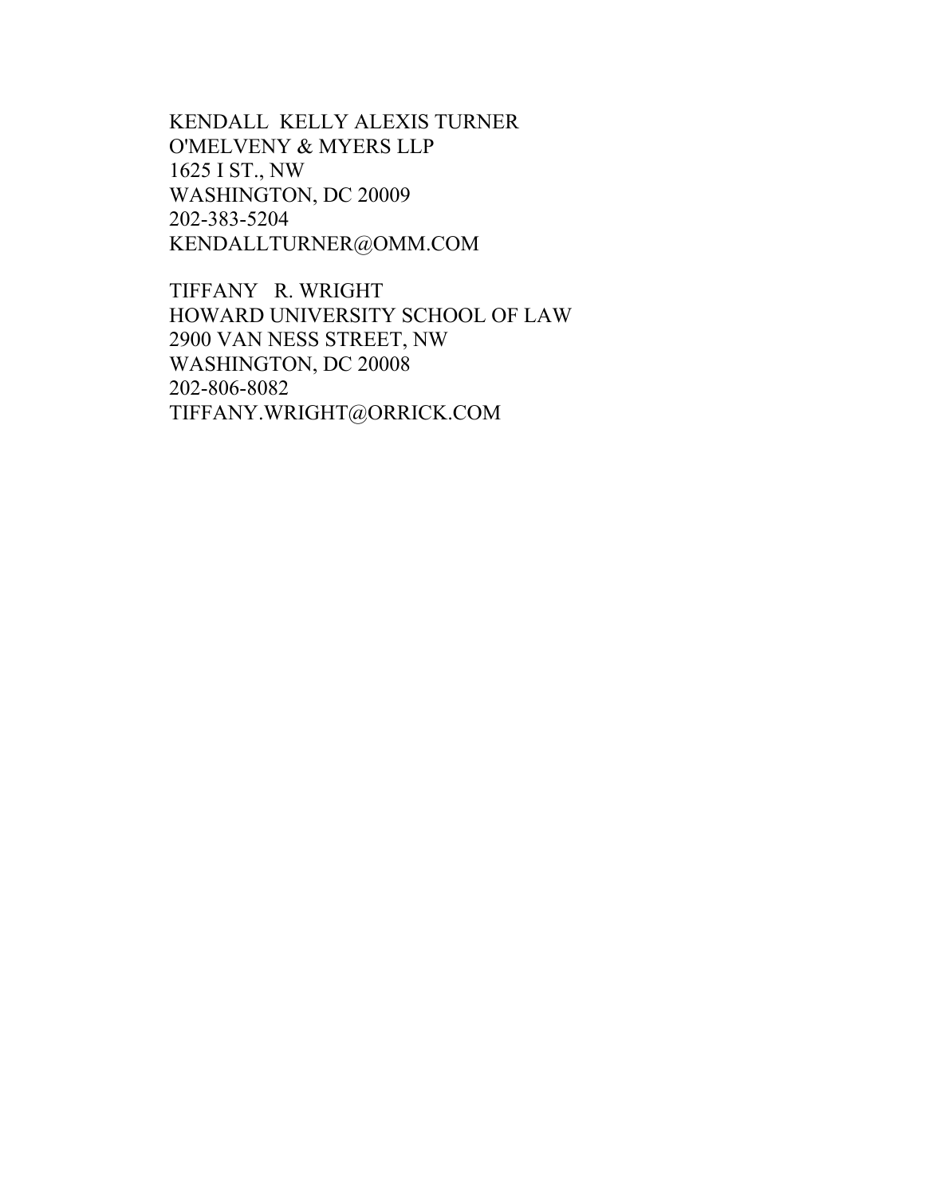KENDALL  KELLY ALEXIS TURNER
O'MELVENY & MYERS LLP
1625 I ST., NW
WASHINGTON, DC 20009
202-383-5204
KENDALLTURNER@OMM.COM

TIFFANY   R. WRIGHT
HOWARD UNIVERSITY SCHOOL OF LAW
2900 VAN NESS STREET, NW
WASHINGTON, DC 20008
202-806-8082
TIFFANY.WRIGHT@ORRICK.COM